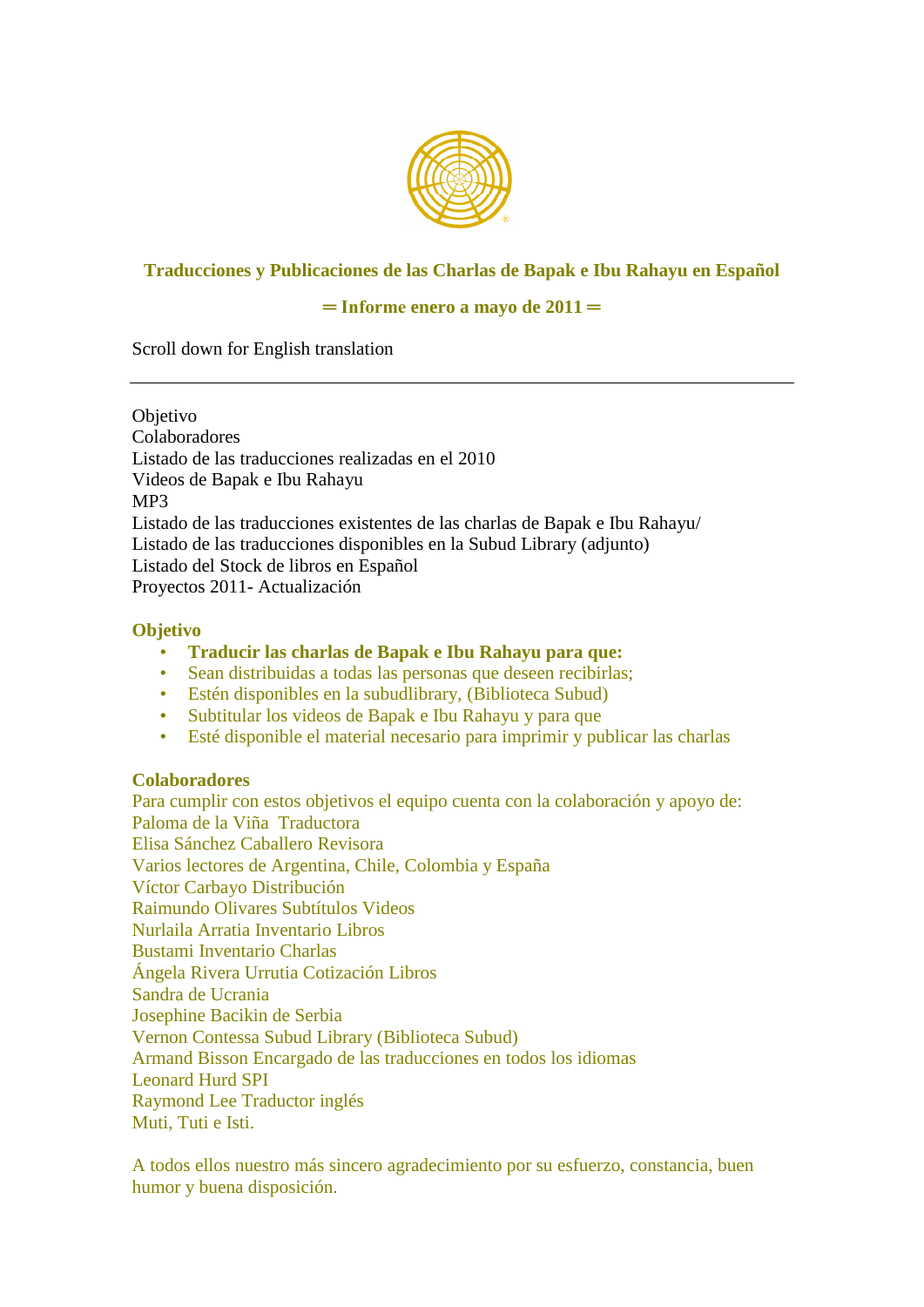## Traducciones y Publicaciones de las Charlas de Bapak e Ibu Rahayu en Español

### ═ Informe enero a mayo de 2011 ═

Scroll down for English translation

---

Objetivo
Colaboradores
Listado de las traducciones realizadas en el 2010
Videos de Bapak e Ibu Rahayu
MP3
Listado de las traducciones existentes de las charlas de Bapak e Ibu Rahayu/
Listado de las traducciones disponibles en la Subud Library (adjunto)
Listado del Stock de libros en Español
Proyectos 2011- Actualización

### Objetivo

- **Traducir las charlas de Bapak e Ibu Rahayu para que:**
- Sean distribuidas a todas las personas que deseen recibirlas;
- Estén disponibles en la subudlibrary, (Biblioteca Subud)
- Subtitular los videos de Bapak e Ibu Rahayu y para que
- Esté disponible el material necesario para imprimir y publicar las charlas

### Colaboradores

Para cumplir con estos objetivos el equipo cuenta con la colaboración y apoyo de:
Paloma de la Viña Traductora
Elisa Sánchez Caballero Revisora
Varios lectores de Argentina, Chile, Colombia y España
Víctor Carbayo Distribución
Raimundo Olivares Subtítulos Videos
Nurlaila Arratia Inventario Libros
Bustami Inventario Charlas
Ángela Rivera Urrutia Cotización Libros
Sandra de Ucrania
Josephine Bacikin de Serbia
Vernon Contessa Subud Library (Biblioteca Subud)
Armand Bisson Encargado de las traducciones en todos los idiomas
Leonard Hurd SPI
Raymond Lee Traductor inglés
Muti, Tuti e Isti.

A todos ellos nuestro más sincero agradecimiento por su esfuerzo, constancia, buen humor y buena disposición.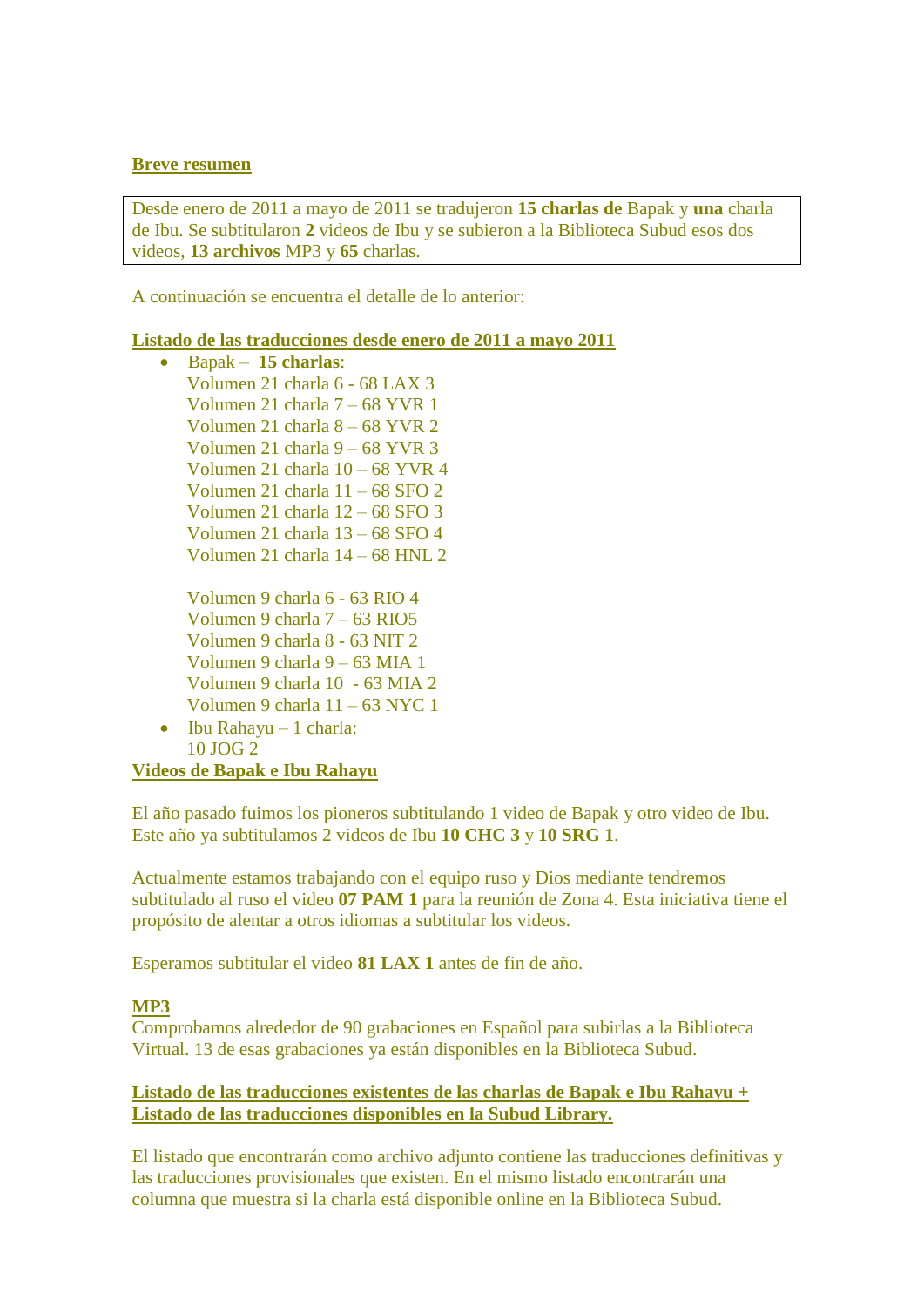**Breve resumen**

Desde enero de 2011 a mayo de 2011 se tradujeron **15 charlas de** Bapak y **una** charla de Ibu. Se subtitularon **2** videos de Ibu y se subieron a la Biblioteca Subud esos dos videos, **13 archivos** MP3 y **65** charlas.

A continuación se encuentra el detalle de lo anterior:

**Listado de las traducciones desde enero de 2011 a mayo 2011**

- Bapak – **15 charlas**:
  Volumen 21 charla 6 - 68 LAX 3
  Volumen 21 charla 7 – 68 YVR 1
  Volumen 21 charla 8 – 68 YVR 2
  Volumen 21 charla 9 – 68 YVR 3
  Volumen 21 charla 10 – 68 YVR 4
  Volumen 21 charla 11 – 68 SFO 2
  Volumen 21 charla 12 – 68 SFO 3
  Volumen 21 charla 13 – 68 SFO 4
  Volumen 21 charla 14 – 68 HNL 2

  Volumen 9 charla 6 - 63 RIO 4
  Volumen 9 charla 7 – 63 RIO5
  Volumen 9 charla 8 - 63 NIT 2
  Volumen 9 charla 9 – 63 MIA 1
  Volumen 9 charla 10 - 63 MIA 2
  Volumen 9 charla 11 – 63 NYC 1
- Ibu Rahayu – 1 charla:
  10 JOG 2

**Videos de Bapak e Ibu Rahayu**

El año pasado fuimos los pioneros subtitulando 1 video de Bapak y otro video de Ibu. Este año ya subtitulamos 2 videos de Ibu **10 CHC 3** y **10 SRG 1**.

Actualmente estamos trabajando con el equipo ruso y Dios mediante tendremos subtitulado al ruso el video **07 PAM 1** para la reunión de Zona 4. Esta iniciativa tiene el propósito de alentar a otros idiomas a subtitular los videos.

Esperamos subtitular el video **81 LAX 1** antes de fin de año.

**MP3**

Comprobamos alrededor de 90 grabaciones en Español para subirlas a la Biblioteca Virtual. 13 de esas grabaciones ya están disponibles en la Biblioteca Subud.

**Listado de las traducciones existentes de las charlas de Bapak e Ibu Rahayu + Listado de las traducciones disponibles en la Subud Library.**

El listado que encontrarán como archivo adjunto contiene las traducciones definitivas y las traducciones provisionales que existen. En el mismo listado encontrarán una columna que muestra si la charla está disponible online en la Biblioteca Subud.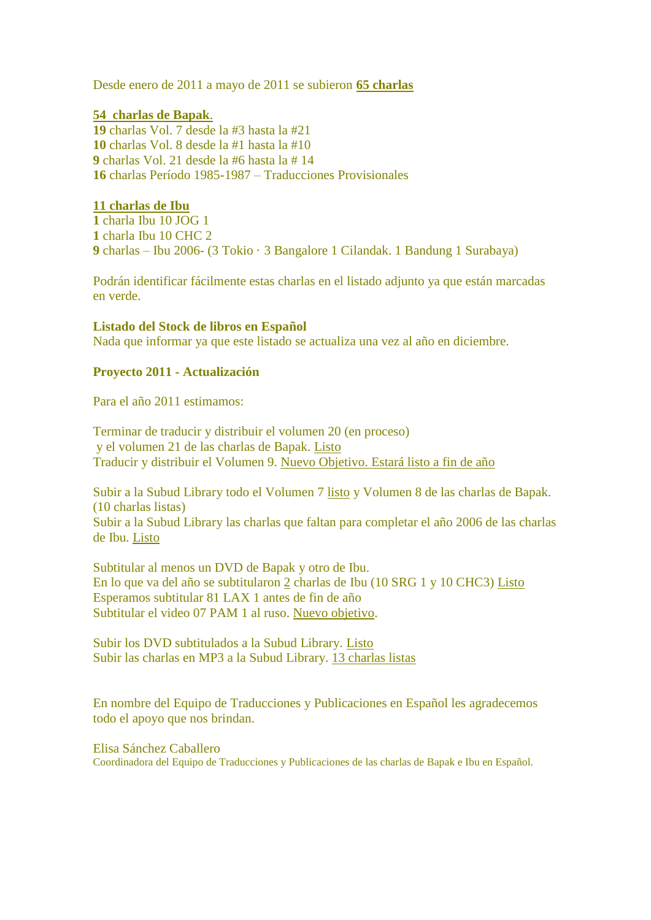Desde enero de 2011 a mayo de 2011 se subieron **65 charlas**

**54 charlas de Bapak**.
**19** charlas Vol. 7 desde la #3 hasta la #21
**10** charlas Vol. 8 desde la #1 hasta la #10
**9** charlas Vol. 21 desde la #6 hasta la # 14
**16** charlas Período 1985-1987 – Traducciones Provisionales

**11 charlas de Ibu**
**1** charla Ibu 10 JOG 1
**1** charla Ibu 10 CHC 2
**9** charlas – Ibu 2006- (3 Tokio · 3 Bangalore 1 Cilandak. 1 Bandung 1 Surabaya)

Podrán identificar fácilmente estas charlas en el listado adjunto ya que están marcadas en verde.

**Listado del Stock de libros en Español**
Nada que informar ya que este listado se actualiza una vez al año en diciembre.

**Proyecto 2011 - Actualización**

Para el año 2011 estimamos:

Terminar de traducir y distribuir el volumen 20 (en proceso)
y el volumen 21 de las charlas de Bapak. Listo
Traducir y distribuir el Volumen 9. Nuevo Objetivo. Estará listo a fin de año

Subir a la Subud Library todo el Volumen 7 listo y Volumen 8 de las charlas de Bapak. (10 charlas listas)
Subir a la Subud Library las charlas que faltan para completar el año 2006 de las charlas de Ibu. Listo

Subtitular al menos un DVD de Bapak y otro de Ibu.
En lo que va del año se subtitularon 2 charlas de Ibu (10 SRG 1 y 10 CHC3) Listo
Esperamos subtitular 81 LAX 1 antes de fin de año
Subtitular el video 07 PAM 1 al ruso. Nuevo objetivo.

Subir los DVD subtitulados a la Subud Library. Listo
Subir las charlas en MP3 a la Subud Library. 13 charlas listas

En nombre del Equipo de Traducciones y Publicaciones en Español les agradecemos todo el apoyo que nos brindan.

Elisa Sánchez Caballero
Coordinadora del Equipo de Traducciones y Publicaciones de las charlas de Bapak e Ibu en Español.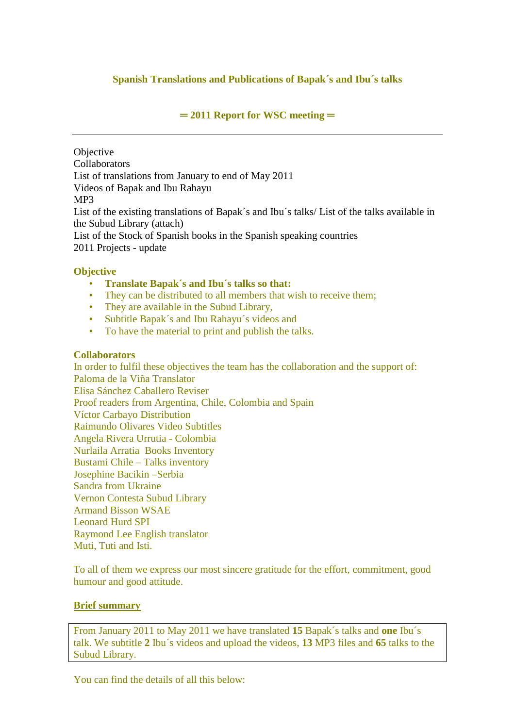**Spanish Translations and Publications of Bapak´s and Ibu´s talks**

**═ 2011 Report for WSC meeting ═**

---

Objective
Collaborators
List of translations from January to end of May 2011
Videos of Bapak and Ibu Rahayu
MP3
List of the existing translations of Bapak´s and Ibu´s talks/ List of the talks available in the Subud Library (attach)
List of the Stock of Spanish books in the Spanish speaking countries
2011 Projects - update

**Objective**

- **Translate Bapak´s and Ibu´s talks so that:**
- They can be distributed to all members that wish to receive them;
- They are available in the Subud Library,
- Subtitle Bapak´s and Ibu Rahayu´s videos and
- To have the material to print and publish the talks.

**Collaborators**

In order to fulfil these objectives the team has the collaboration and the support of:
Paloma de la Viña Translator
Elisa Sánchez Caballero Reviser
Proof readers from Argentina, Chile, Colombia and Spain
Víctor Carbayo Distribution
Raimundo Olivares Video Subtitles
Angela Rivera Urrutia - Colombia
Nurlaila Arratia Books Inventory
Bustami Chile – Talks inventory
Josephine Bacikin –Serbia
Sandra from Ukraine
Vernon Contesta Subud Library
Armand Bisson WSAE
Leonard Hurd SPI
Raymond Lee English translator
Muti, Tuti and Isti.

To all of them we express our most sincere gratitude for the effort, commitment, good humour and good attitude.

**Brief summary**

From January 2011 to May 2011 we have translated **15** Bapak´s talks and **one** Ibu´s talk. We subtitle **2** Ibu´s videos and upload the videos, **13** MP3 files and **65** talks to the Subud Library.

You can find the details of all this below: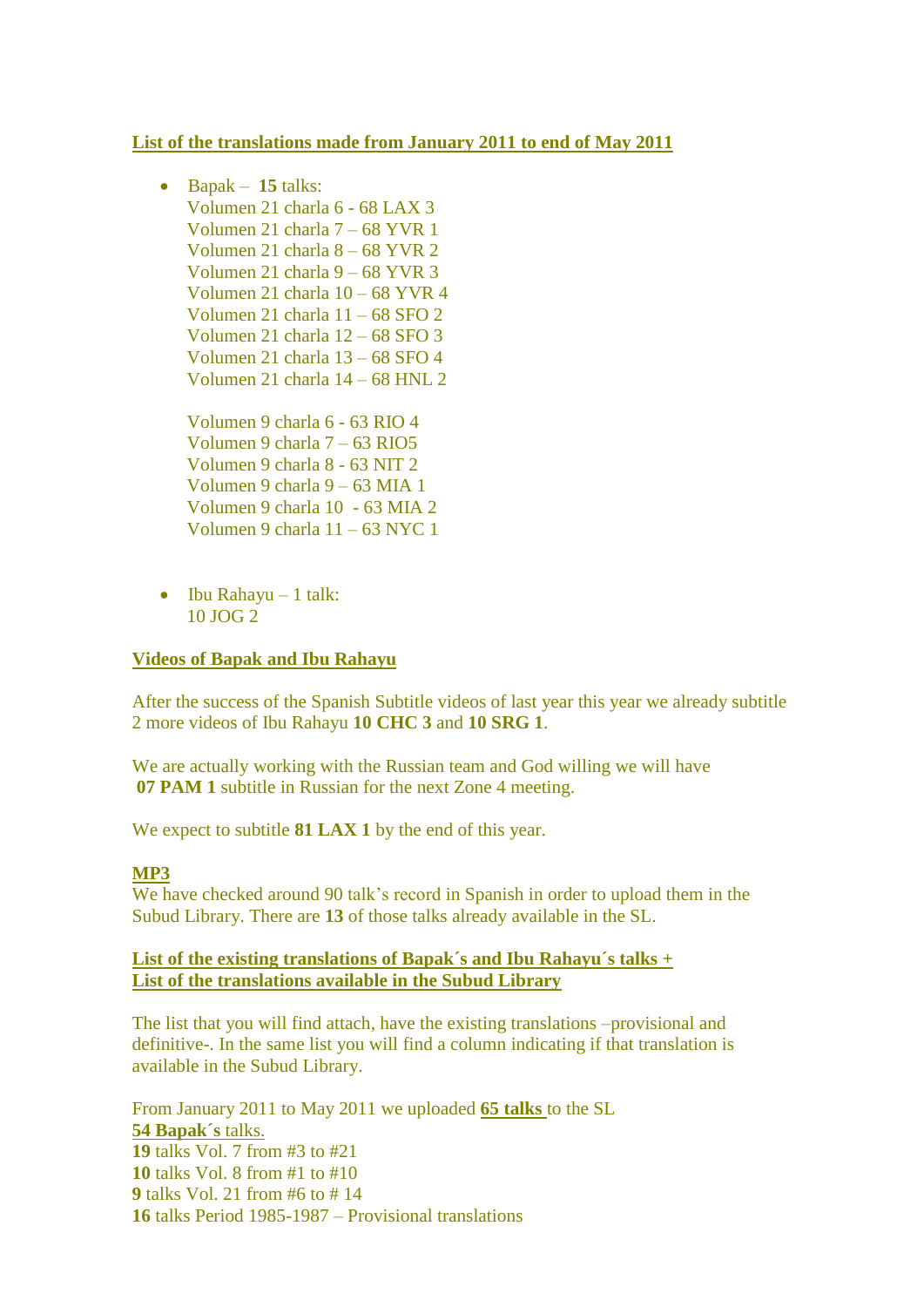**List of the translations made from January 2011 to end of May 2011**

- Bapak – **15** talks:
  Volumen 21 charla 6 - 68 LAX 3
  Volumen 21 charla 7 – 68 YVR 1
  Volumen 21 charla 8 – 68 YVR 2
  Volumen 21 charla 9 – 68 YVR 3
  Volumen 21 charla 10 – 68 YVR 4
  Volumen 21 charla 11 – 68 SFO 2
  Volumen 21 charla 12 – 68 SFO 3
  Volumen 21 charla 13 – 68 SFO 4
  Volumen 21 charla 14 – 68 HNL 2

  Volumen 9 charla 6 - 63 RIO 4
  Volumen 9 charla 7 – 63 RIO5
  Volumen 9 charla 8 - 63 NIT 2
  Volumen 9 charla 9 – 63 MIA 1
  Volumen 9 charla 10 - 63 MIA 2
  Volumen 9 charla 11 – 63 NYC 1

- Ibu Rahayu – 1 talk:
  10 JOG 2

**Videos of Bapak and Ibu Rahayu**

After the success of the Spanish Subtitle videos of last year this year we already subtitle 2 more videos of Ibu Rahayu **10 CHC 3** and **10 SRG 1**.

We are actually working with the Russian team and God willing we will have **07 PAM 1** subtitle in Russian for the next Zone 4 meeting.

We expect to subtitle **81 LAX 1** by the end of this year.

**MP3**

We have checked around 90 talk's record in Spanish in order to upload them in the Subud Library. There are **13** of those talks already available in the SL.

**List of the existing translations of Bapak´s and Ibu Rahayu´s talks +**
**List of the translations available in the Subud Library**

The list that you will find attach, have the existing translations –provisional and definitive-. In the same list you will find a column indicating if that translation is available in the Subud Library.

From January 2011 to May 2011 we uploaded **65 talks** to the SL
**54 Bapak´s** talks.
**19** talks Vol. 7 from #3 to #21
**10** talks Vol. 8 from #1 to #10
**9** talks Vol. 21 from #6 to # 14
**16** talks Period 1985-1987 – Provisional translations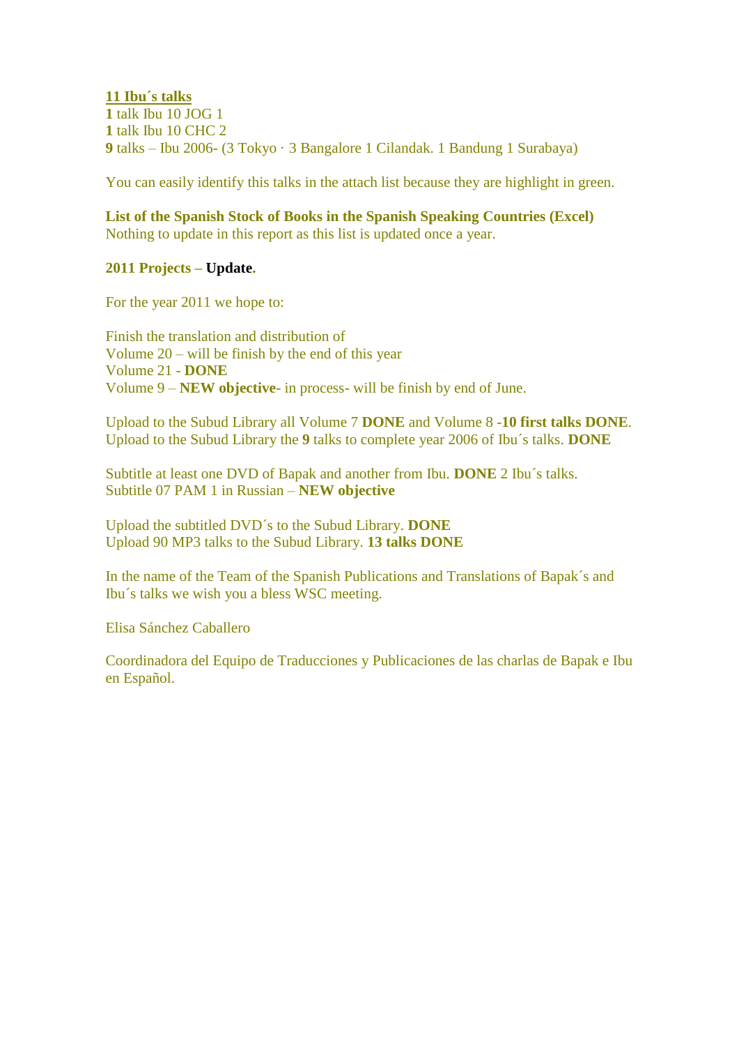**11 Ibu´s talks**

**1** talk Ibu 10 JOG 1
**1** talk Ibu 10 CHC 2
**9** talks – Ibu 2006- (3 Tokyo · 3 Bangalore 1 Cilandak. 1 Bandung 1 Surabaya)

You can easily identify this talks in the attach list because they are highlight in green.

**List of the Spanish Stock of Books in the Spanish Speaking Countries (Excel)**
Nothing to update in this report as this list is updated once a year.

**2011 Projects – Update.**

For the year 2011 we hope to:

Finish the translation and distribution of
Volume 20 – will be finish by the end of this year
Volume 21 - **DONE**
Volume 9 – **NEW objective**- in process- will be finish by end of June.

Upload to the Subud Library all Volume 7 **DONE** and Volume 8 **-10 first talks DONE**.
Upload to the Subud Library the **9** talks to complete year 2006 of Ibu´s talks. **DONE**

Subtitle at least one DVD of Bapak and another from Ibu. **DONE** 2 Ibu´s talks.
Subtitle 07 PAM 1 in Russian – **NEW objective**

Upload the subtitled DVD´s to the Subud Library. **DONE**
Upload 90 MP3 talks to the Subud Library. **13 talks DONE**

In the name of the Team of the Spanish Publications and Translations of Bapak´s and Ibu´s talks we wish you a bless WSC meeting.

Elisa Sánchez Caballero

Coordinadora del Equipo de Traducciones y Publicaciones de las charlas de Bapak e Ibu en Español.